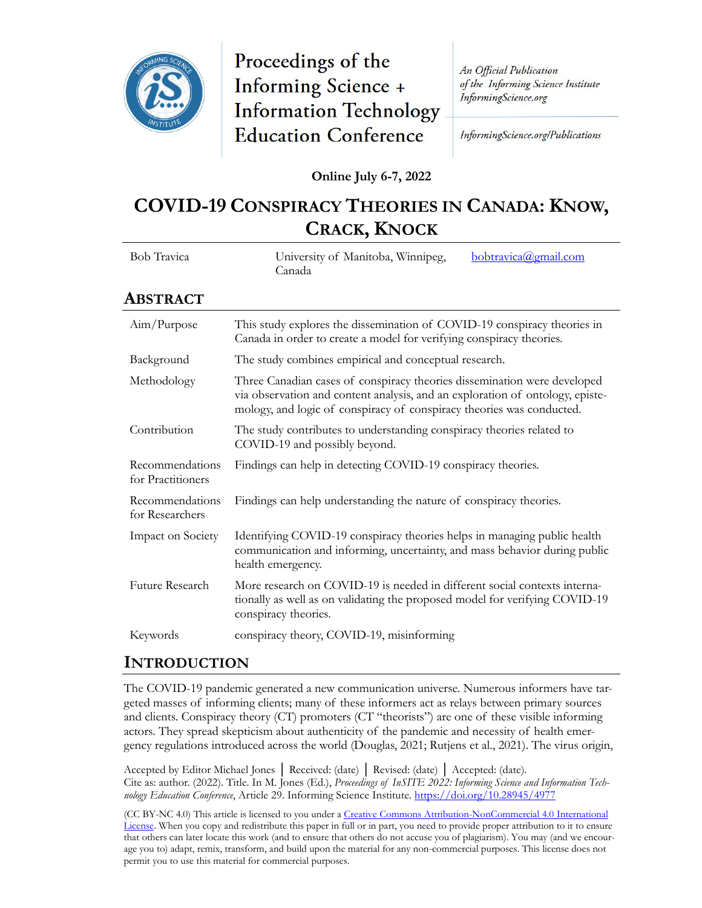Proceedings of the Informing Science + Information Technology Education Conference

*An Official Publication of the Informing Science Institute*
*InformingScience.org*

*InformingScience.org/Publications*

**Online July 6-7, 2022**

# COVID-19 CONSPIRACY THEORIES IN CANADA: KNOW, CRACK, KNOCK

| Bob Travica | University of Manitoba, Winnipeg, Canada | bobtravica@gmail.com |
|---|---|---|

## ABSTRACT

| | |
|---|---|
| Aim/Purpose | This study explores the dissemination of COVID-19 conspiracy theories in Canada in order to create a model for verifying conspiracy theories. |
| Background | The study combines empirical and conceptual research. |
| Methodology | Three Canadian cases of conspiracy theories dissemination were developed via observation and content analysis, and an exploration of ontology, epistemology, and logic of conspiracy of conspiracy theories was conducted. |
| Contribution | The study contributes to understanding conspiracy theories related to COVID-19 and possibly beyond. |
| Recommendations for Practitioners | Findings can help in detecting COVID-19 conspiracy theories. |
| Recommendations for Researchers | Findings can help understanding the nature of conspiracy theories. |
| Impact on Society | Identifying COVID-19 conspiracy theories helps in managing public health communication and informing, uncertainty, and mass behavior during public health emergency. |
| Future Research | More research on COVID-19 is needed in different social contexts internationally as well as on validating the proposed model for verifying COVID-19 conspiracy theories. |
| Keywords | conspiracy theory, COVID-19, misinforming |

## INTRODUCTION

The COVID-19 pandemic generated a new communication universe. Numerous informers have targeted masses of informing clients; many of these informers act as relays between primary sources and clients. Conspiracy theory (CT) promoters (CT "theorists") are one of these visible informing actors. They spread skepticism about authenticity of the pandemic and necessity of health emergency regulations introduced across the world (Douglas, 2021; Rutjens et al., 2021). The virus origin,

Accepted by Editor Michael Jones │ Received: (date) │ Revised: (date) │ Accepted: (date).
Cite as: author. (2022). Title. In M. Jones (Ed.), *Proceedings of InSITE 2022: Informing Science and Information Technology Education Conference*, Article 29. Informing Science Institute. https://doi.org/10.28945/4977

(CC BY-NC 4.0) This article is licensed to you under a Creative Commons Attribution-NonCommercial 4.0 International License. When you copy and redistribute this paper in full or in part, you need to provide proper attribution to it to ensure that others can later locate this work (and to ensure that others do not accuse you of plagiarism). You may (and we encourage you to) adapt, remix, transform, and build upon the material for any non-commercial purposes. This license does not permit you to use this material for commercial purposes.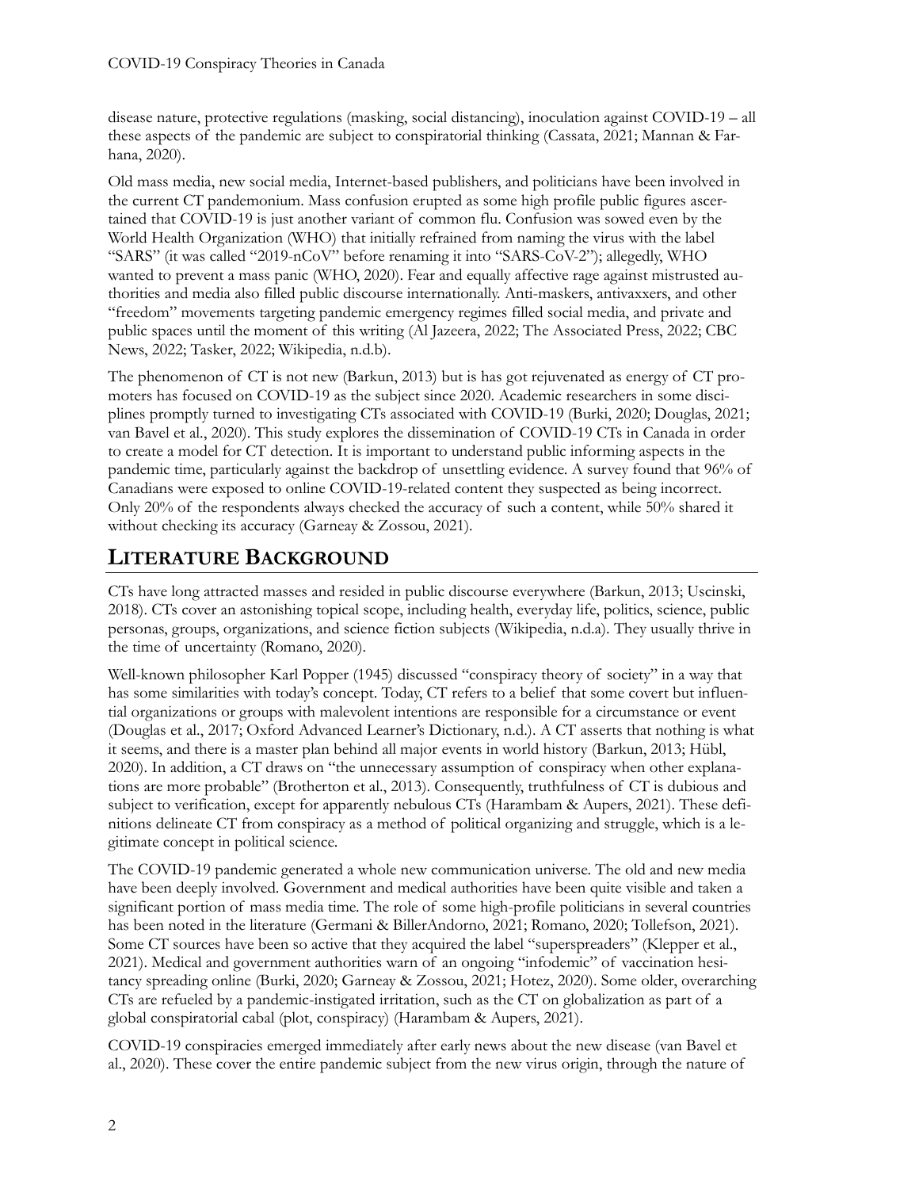disease nature, protective regulations (masking, social distancing), inoculation against COVID-19 – all these aspects of the pandemic are subject to conspiratorial thinking (Cassata, 2021; Mannan & Farhana, 2020).

Old mass media, new social media, Internet-based publishers, and politicians have been involved in the current CT pandemonium. Mass confusion erupted as some high profile public figures ascertained that COVID-19 is just another variant of common flu. Confusion was sowed even by the World Health Organization (WHO) that initially refrained from naming the virus with the label "SARS" (it was called "2019-nCoV" before renaming it into "SARS-CoV-2"); allegedly, WHO wanted to prevent a mass panic (WHO, 2020). Fear and equally affective rage against mistrusted authorities and media also filled public discourse internationally. Anti-maskers, antivaxxers, and other "freedom" movements targeting pandemic emergency regimes filled social media, and private and public spaces until the moment of this writing (Al Jazeera, 2022; The Associated Press, 2022; CBC News, 2022; Tasker, 2022; Wikipedia, n.d.b).

The phenomenon of CT is not new (Barkun, 2013) but is has got rejuvenated as energy of CT promoters has focused on COVID-19 as the subject since 2020. Academic researchers in some disciplines promptly turned to investigating CTs associated with COVID-19 (Burki, 2020; Douglas, 2021; van Bavel et al., 2020). This study explores the dissemination of COVID-19 CTs in Canada in order to create a model for CT detection. It is important to understand public informing aspects in the pandemic time, particularly against the backdrop of unsettling evidence. A survey found that 96% of Canadians were exposed to online COVID-19-related content they suspected as being incorrect. Only 20% of the respondents always checked the accuracy of such a content, while 50% shared it without checking its accuracy (Garneay & Zossou, 2021).

## LITERATURE BACKGROUND

CTs have long attracted masses and resided in public discourse everywhere (Barkun, 2013; Uscinski, 2018). CTs cover an astonishing topical scope, including health, everyday life, politics, science, public personas, groups, organizations, and science fiction subjects (Wikipedia, n.d.a). They usually thrive in the time of uncertainty (Romano, 2020).

Well-known philosopher Karl Popper (1945) discussed "conspiracy theory of society" in a way that has some similarities with today's concept. Today, CT refers to a belief that some covert but influential organizations or groups with malevolent intentions are responsible for a circumstance or event (Douglas et al., 2017; Oxford Advanced Learner's Dictionary, n.d.). A CT asserts that nothing is what it seems, and there is a master plan behind all major events in world history (Barkun, 2013; Hübl, 2020). In addition, a CT draws on "the unnecessary assumption of conspiracy when other explanations are more probable" (Brotherton et al., 2013). Consequently, truthfulness of CT is dubious and subject to verification, except for apparently nebulous CTs (Harambam & Aupers, 2021). These definitions delineate CT from conspiracy as a method of political organizing and struggle, which is a legitimate concept in political science.

The COVID-19 pandemic generated a whole new communication universe. The old and new media have been deeply involved. Government and medical authorities have been quite visible and taken a significant portion of mass media time. The role of some high-profile politicians in several countries has been noted in the literature (Germani & BillerAndorno, 2021; Romano, 2020; Tollefson, 2021). Some CT sources have been so active that they acquired the label "superspreaders" (Klepper et al., 2021). Medical and government authorities warn of an ongoing "infodemic" of vaccination hesitancy spreading online (Burki, 2020; Garneay & Zossou, 2021; Hotez, 2020). Some older, overarching CTs are refueled by a pandemic-instigated irritation, such as the CT on globalization as part of a global conspiratorial cabal (plot, conspiracy) (Harambam & Aupers, 2021).

COVID-19 conspiracies emerged immediately after early news about the new disease (van Bavel et al., 2020). These cover the entire pandemic subject from the new virus origin, through the nature of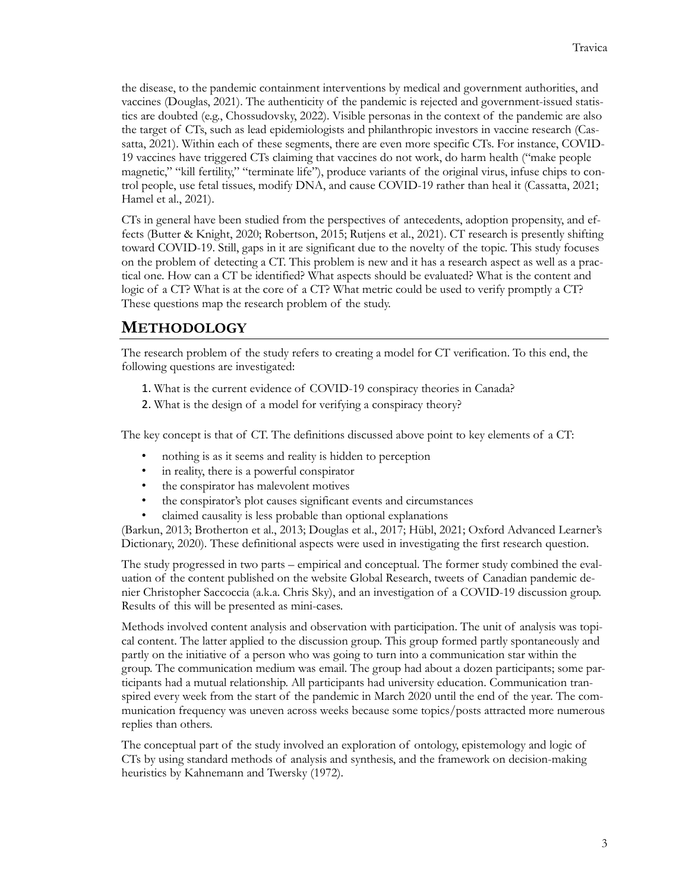the disease, to the pandemic containment interventions by medical and government authorities, and vaccines (Douglas, 2021). The authenticity of the pandemic is rejected and government-issued statistics are doubted (e.g., Chossudovsky, 2022). Visible personas in the context of the pandemic are also the target of CTs, such as lead epidemiologists and philanthropic investors in vaccine research (Cassatta, 2021). Within each of these segments, there are even more specific CTs. For instance, COVID-19 vaccines have triggered CTs claiming that vaccines do not work, do harm health ("make people magnetic," "kill fertility," "terminate life"), produce variants of the original virus, infuse chips to control people, use fetal tissues, modify DNA, and cause COVID-19 rather than heal it (Cassatta, 2021; Hamel et al., 2021).

CTs in general have been studied from the perspectives of antecedents, adoption propensity, and effects (Butter & Knight, 2020; Robertson, 2015; Rutjens et al., 2021). CT research is presently shifting toward COVID-19. Still, gaps in it are significant due to the novelty of the topic. This study focuses on the problem of detecting a CT. This problem is new and it has a research aspect as well as a practical one. How can a CT be identified? What aspects should be evaluated? What is the content and logic of a CT? What is at the core of a CT? What metric could be used to verify promptly a CT? These questions map the research problem of the study.

## METHODOLOGY

The research problem of the study refers to creating a model for CT verification. To this end, the following questions are investigated:

1. What is the current evidence of COVID-19 conspiracy theories in Canada?
2. What is the design of a model for verifying a conspiracy theory?

The key concept is that of CT. The definitions discussed above point to key elements of a CT:

- nothing is as it seems and reality is hidden to perception
- in reality, there is a powerful conspirator
- the conspirator has malevolent motives
- the conspirator's plot causes significant events and circumstances
- claimed causality is less probable than optional explanations

(Barkun, 2013; Brotherton et al., 2013; Douglas et al., 2017; Hübl, 2021; Oxford Advanced Learner's Dictionary, 2020). These definitional aspects were used in investigating the first research question.

The study progressed in two parts – empirical and conceptual. The former study combined the evaluation of the content published on the website Global Research, tweets of Canadian pandemic denier Christopher Saccoccia (a.k.a. Chris Sky), and an investigation of a COVID-19 discussion group. Results of this will be presented as mini-cases.

Methods involved content analysis and observation with participation. The unit of analysis was topical content. The latter applied to the discussion group. This group formed partly spontaneously and partly on the initiative of a person who was going to turn into a communication star within the group. The communication medium was email. The group had about a dozen participants; some participants had a mutual relationship. All participants had university education. Communication transpired every week from the start of the pandemic in March 2020 until the end of the year. The communication frequency was uneven across weeks because some topics/posts attracted more numerous replies than others.

The conceptual part of the study involved an exploration of ontology, epistemology and logic of CTs by using standard methods of analysis and synthesis, and the framework on decision-making heuristics by Kahnemann and Twersky (1972).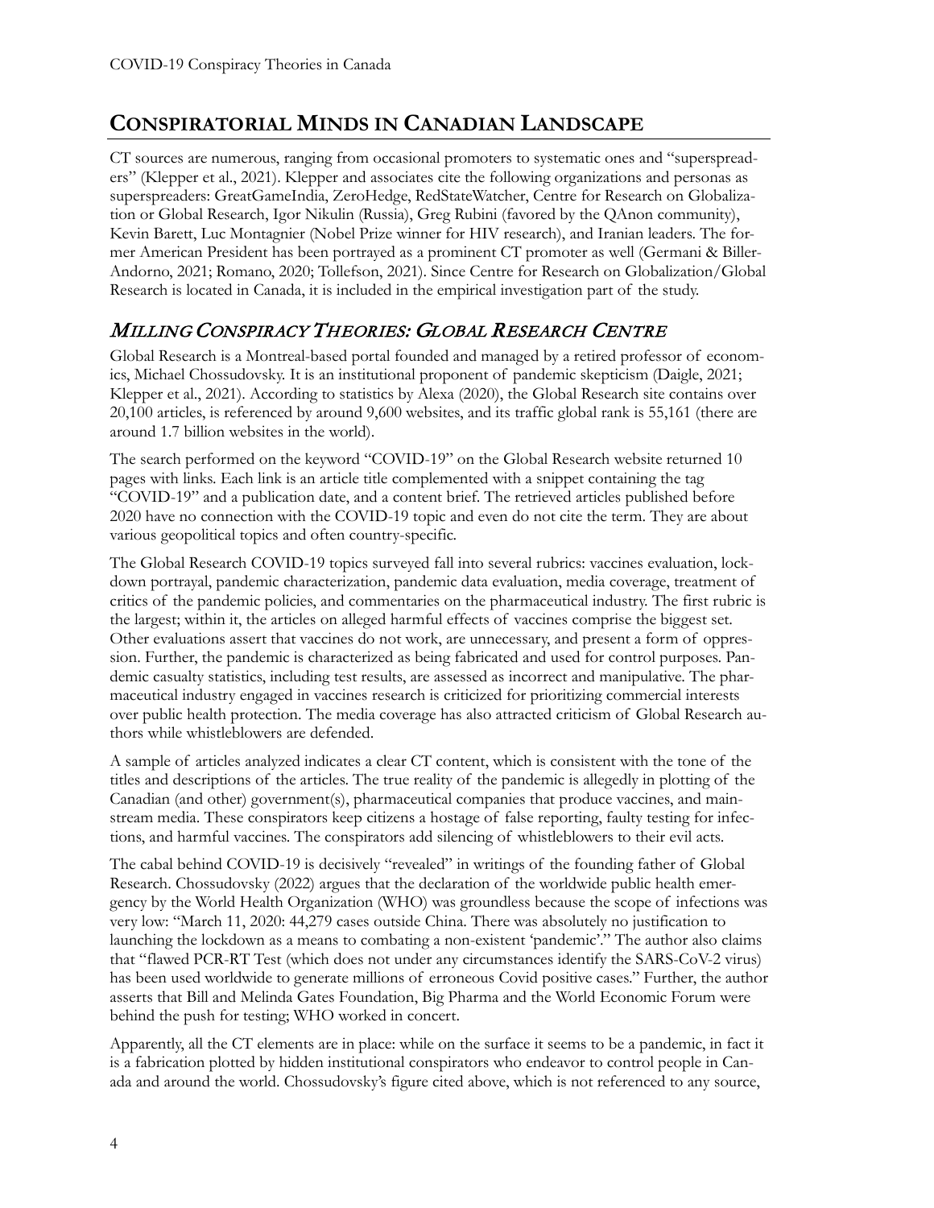## CONSPIRATORIAL MINDS IN CANADIAN LANDSCAPE

CT sources are numerous, ranging from occasional promoters to systematic ones and "superspreaders" (Klepper et al., 2021). Klepper and associates cite the following organizations and personas as superspreaders: GreatGameIndia, ZeroHedge, RedStateWatcher, Centre for Research on Globalization or Global Research, Igor Nikulin (Russia), Greg Rubini (favored by the QAnon community), Kevin Barett, Luc Montagnier (Nobel Prize winner for HIV research), and Iranian leaders. The former American President has been portrayed as a prominent CT promoter as well (Germani & Biller-Andorno, 2021; Romano, 2020; Tollefson, 2021). Since Centre for Research on Globalization/Global Research is located in Canada, it is included in the empirical investigation part of the study.

### *MILLING CONSPIRACY THEORIES: GLOBAL RESEARCH CENTRE*

Global Research is a Montreal-based portal founded and managed by a retired professor of economics, Michael Chossudovsky. It is an institutional proponent of pandemic skepticism (Daigle, 2021; Klepper et al., 2021). According to statistics by Alexa (2020), the Global Research site contains over 20,100 articles, is referenced by around 9,600 websites, and its traffic global rank is 55,161 (there are around 1.7 billion websites in the world).

The search performed on the keyword "COVID-19" on the Global Research website returned 10 pages with links. Each link is an article title complemented with a snippet containing the tag "COVID-19" and a publication date, and a content brief. The retrieved articles published before 2020 have no connection with the COVID-19 topic and even do not cite the term. They are about various geopolitical topics and often country-specific.

The Global Research COVID-19 topics surveyed fall into several rubrics: vaccines evaluation, lockdown portrayal, pandemic characterization, pandemic data evaluation, media coverage, treatment of critics of the pandemic policies, and commentaries on the pharmaceutical industry. The first rubric is the largest; within it, the articles on alleged harmful effects of vaccines comprise the biggest set. Other evaluations assert that vaccines do not work, are unnecessary, and present a form of oppression. Further, the pandemic is characterized as being fabricated and used for control purposes. Pandemic casualty statistics, including test results, are assessed as incorrect and manipulative. The pharmaceutical industry engaged in vaccines research is criticized for prioritizing commercial interests over public health protection. The media coverage has also attracted criticism of Global Research authors while whistleblowers are defended.

A sample of articles analyzed indicates a clear CT content, which is consistent with the tone of the titles and descriptions of the articles. The true reality of the pandemic is allegedly in plotting of the Canadian (and other) government(s), pharmaceutical companies that produce vaccines, and mainstream media. These conspirators keep citizens a hostage of false reporting, faulty testing for infections, and harmful vaccines. The conspirators add silencing of whistleblowers to their evil acts.

The cabal behind COVID-19 is decisively "revealed" in writings of the founding father of Global Research. Chossudovsky (2022) argues that the declaration of the worldwide public health emergency by the World Health Organization (WHO) was groundless because the scope of infections was very low: "March 11, 2020: 44,279 cases outside China. There was absolutely no justification to launching the lockdown as a means to combating a non-existent 'pandemic'." The author also claims that "flawed PCR-RT Test (which does not under any circumstances identify the SARS-CoV-2 virus) has been used worldwide to generate millions of erroneous Covid positive cases." Further, the author asserts that Bill and Melinda Gates Foundation, Big Pharma and the World Economic Forum were behind the push for testing; WHO worked in concert.

Apparently, all the CT elements are in place: while on the surface it seems to be a pandemic, in fact it is a fabrication plotted by hidden institutional conspirators who endeavor to control people in Canada and around the world. Chossudovsky's figure cited above, which is not referenced to any source,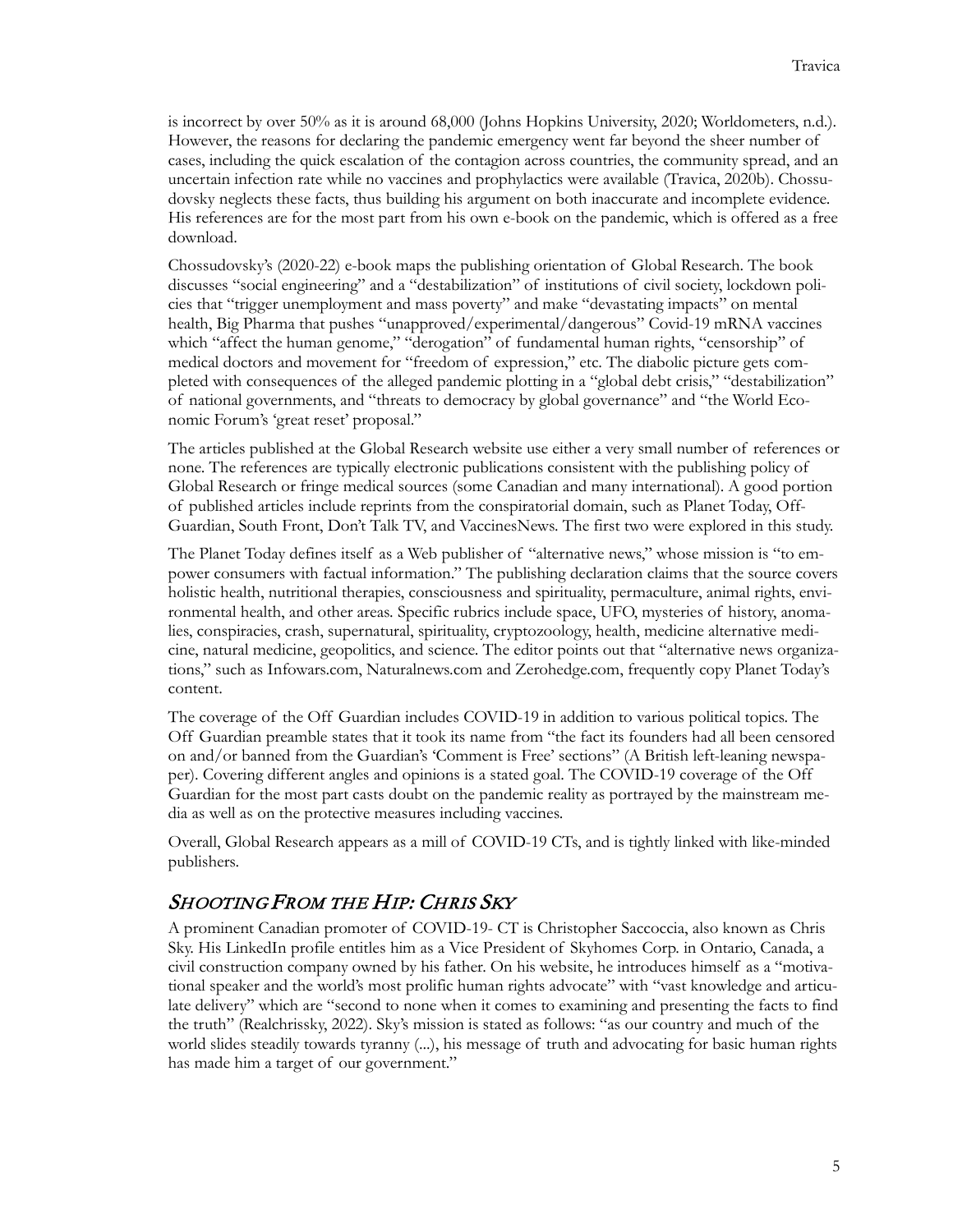is incorrect by over 50% as it is around 68,000 (Johns Hopkins University, 2020; Worldometers, n.d.). However, the reasons for declaring the pandemic emergency went far beyond the sheer number of cases, including the quick escalation of the contagion across countries, the community spread, and an uncertain infection rate while no vaccines and prophylactics were available (Travica, 2020b). Chossudovsky neglects these facts, thus building his argument on both inaccurate and incomplete evidence. His references are for the most part from his own e-book on the pandemic, which is offered as a free download.

Chossudovsky's (2020-22) e-book maps the publishing orientation of Global Research. The book discusses "social engineering" and a "destabilization" of institutions of civil society, lockdown policies that "trigger unemployment and mass poverty" and make "devastating impacts" on mental health, Big Pharma that pushes "unapproved/experimental/dangerous" Covid-19 mRNA vaccines which "affect the human genome," "derogation" of fundamental human rights, "censorship" of medical doctors and movement for "freedom of expression," etc. The diabolic picture gets completed with consequences of the alleged pandemic plotting in a "global debt crisis," "destabilization" of national governments, and "threats to democracy by global governance" and "the World Economic Forum's 'great reset' proposal."

The articles published at the Global Research website use either a very small number of references or none. The references are typically electronic publications consistent with the publishing policy of Global Research or fringe medical sources (some Canadian and many international). A good portion of published articles include reprints from the conspiratorial domain, such as Planet Today, Off-Guardian, South Front, Don't Talk TV, and VaccinesNews. The first two were explored in this study.

The Planet Today defines itself as a Web publisher of "alternative news," whose mission is "to empower consumers with factual information." The publishing declaration claims that the source covers holistic health, nutritional therapies, consciousness and spirituality, permaculture, animal rights, environmental health, and other areas. Specific rubrics include space, UFO, mysteries of history, anomalies, conspiracies, crash, supernatural, spirituality, cryptozoology, health, medicine alternative medicine, natural medicine, geopolitics, and science. The editor points out that "alternative news organizations," such as Infowars.com, Naturalnews.com and Zerohedge.com, frequently copy Planet Today's content.

The coverage of the Off Guardian includes COVID-19 in addition to various political topics. The Off Guardian preamble states that it took its name from "the fact its founders had all been censored on and/or banned from the Guardian's 'Comment is Free' sections" (A British left-leaning newspaper). Covering different angles and opinions is a stated goal. The COVID-19 coverage of the Off Guardian for the most part casts doubt on the pandemic reality as portrayed by the mainstream media as well as on the protective measures including vaccines.

Overall, Global Research appears as a mill of COVID-19 CTs, and is tightly linked with like-minded publishers.

## *Shooting From the Hip: Chris Sky*

A prominent Canadian promoter of COVID-19- CT is Christopher Saccoccia, also known as Chris Sky. His LinkedIn profile entitles him as a Vice President of Skyhomes Corp. in Ontario, Canada, a civil construction company owned by his father. On his website, he introduces himself as a "motivational speaker and the world's most prolific human rights advocate" with "vast knowledge and articulate delivery" which are "second to none when it comes to examining and presenting the facts to find the truth" (Realchrissky, 2022). Sky's mission is stated as follows: "as our country and much of the world slides steadily towards tyranny (...), his message of truth and advocating for basic human rights has made him a target of our government."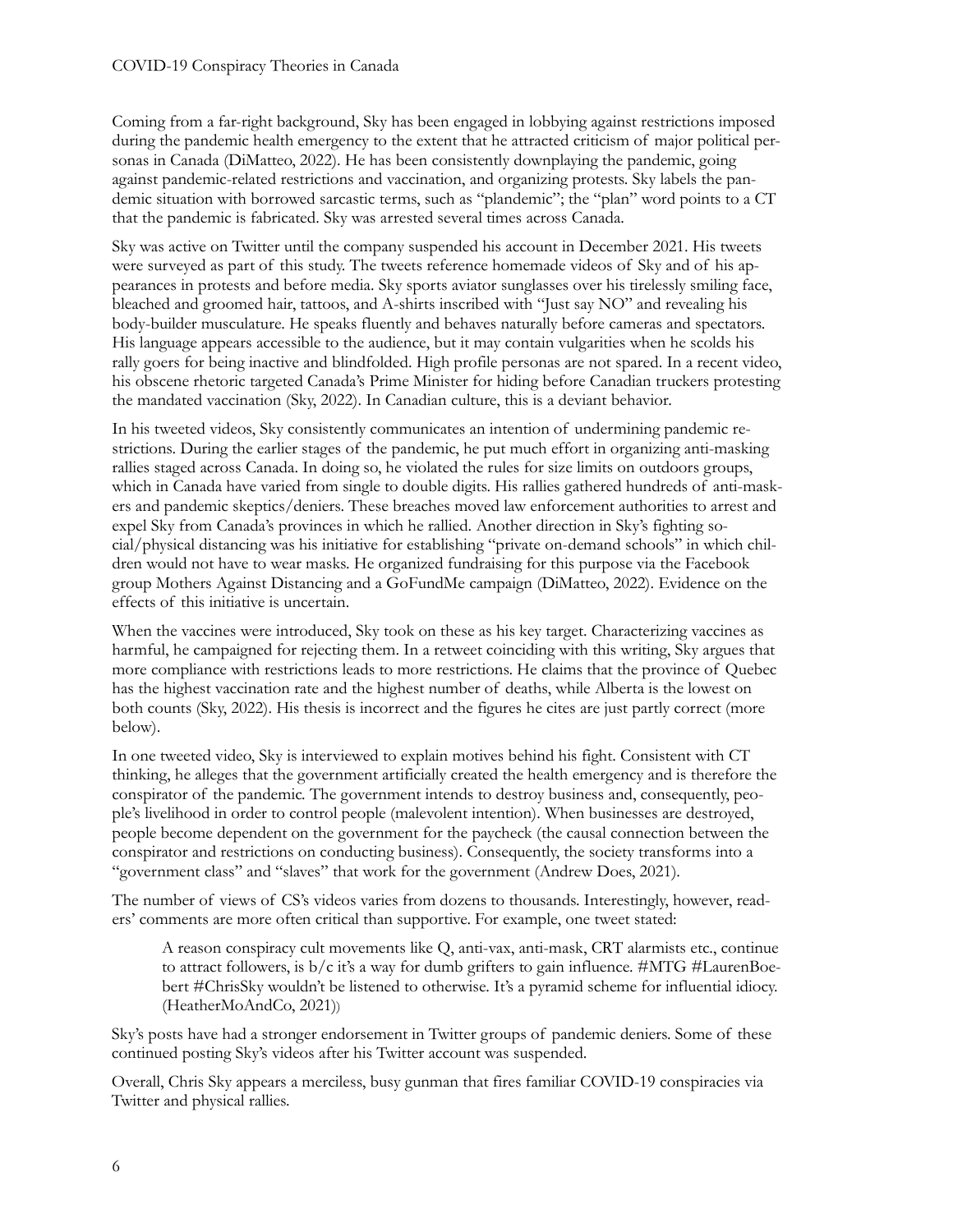Coming from a far-right background, Sky has been engaged in lobbying against restrictions imposed during the pandemic health emergency to the extent that he attracted criticism of major political personas in Canada (DiMatteo, 2022). He has been consistently downplaying the pandemic, going against pandemic-related restrictions and vaccination, and organizing protests. Sky labels the pandemic situation with borrowed sarcastic terms, such as "plandemic"; the "plan" word points to a CT that the pandemic is fabricated. Sky was arrested several times across Canada.

Sky was active on Twitter until the company suspended his account in December 2021. His tweets were surveyed as part of this study. The tweets reference homemade videos of Sky and of his appearances in protests and before media. Sky sports aviator sunglasses over his tirelessly smiling face, bleached and groomed hair, tattoos, and A-shirts inscribed with "Just say NO" and revealing his body-builder musculature. He speaks fluently and behaves naturally before cameras and spectators. His language appears accessible to the audience, but it may contain vulgarities when he scolds his rally goers for being inactive and blindfolded. High profile personas are not spared. In a recent video, his obscene rhetoric targeted Canada's Prime Minister for hiding before Canadian truckers protesting the mandated vaccination (Sky, 2022). In Canadian culture, this is a deviant behavior.

In his tweeted videos, Sky consistently communicates an intention of undermining pandemic restrictions. During the earlier stages of the pandemic, he put much effort in organizing anti-masking rallies staged across Canada. In doing so, he violated the rules for size limits on outdoors groups, which in Canada have varied from single to double digits. His rallies gathered hundreds of anti-maskers and pandemic skeptics/deniers. These breaches moved law enforcement authorities to arrest and expel Sky from Canada's provinces in which he rallied. Another direction in Sky's fighting social/physical distancing was his initiative for establishing "private on-demand schools" in which children would not have to wear masks. He organized fundraising for this purpose via the Facebook group Mothers Against Distancing and a GoFundMe campaign (DiMatteo, 2022). Evidence on the effects of this initiative is uncertain.

When the vaccines were introduced, Sky took on these as his key target. Characterizing vaccines as harmful, he campaigned for rejecting them. In a retweet coinciding with this writing, Sky argues that more compliance with restrictions leads to more restrictions. He claims that the province of Quebec has the highest vaccination rate and the highest number of deaths, while Alberta is the lowest on both counts (Sky, 2022). His thesis is incorrect and the figures he cites are just partly correct (more below).

In one tweeted video, Sky is interviewed to explain motives behind his fight. Consistent with CT thinking, he alleges that the government artificially created the health emergency and is therefore the conspirator of the pandemic. The government intends to destroy business and, consequently, people's livelihood in order to control people (malevolent intention). When businesses are destroyed, people become dependent on the government for the paycheck (the causal connection between the conspirator and restrictions on conducting business). Consequently, the society transforms into a "government class" and "slaves" that work for the government (Andrew Does, 2021).

The number of views of CS's videos varies from dozens to thousands. Interestingly, however, readers' comments are more often critical than supportive. For example, one tweet stated:

> A reason conspiracy cult movements like Q, anti-vax, anti-mask, CRT alarmists etc., continue to attract followers, is b/c it's a way for dumb grifters to gain influence. #MTG #LaurenBoebert #ChrisSky wouldn't be listened to otherwise. It's a pyramid scheme for influential idiocy. (HeatherMoAndCo, 2021))

Sky's posts have had a stronger endorsement in Twitter groups of pandemic deniers. Some of these continued posting Sky's videos after his Twitter account was suspended.

Overall, Chris Sky appears a merciless, busy gunman that fires familiar COVID-19 conspiracies via Twitter and physical rallies.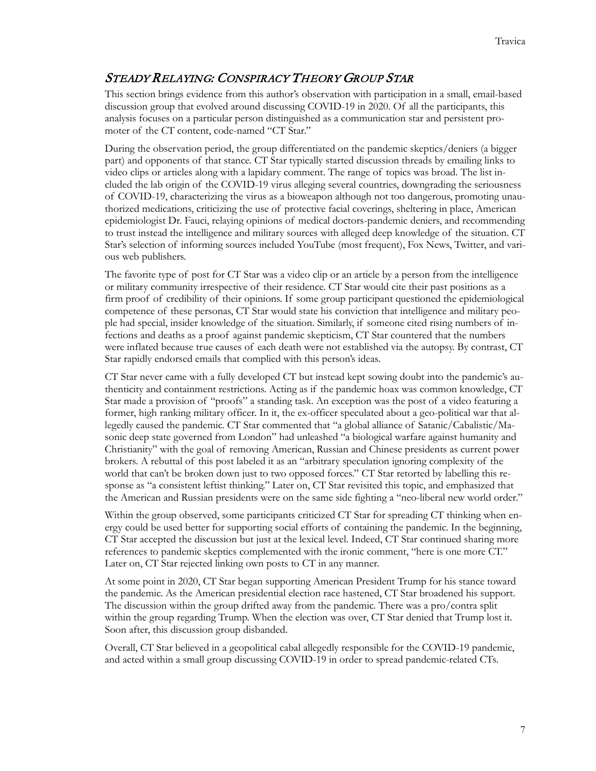## *Steady Relaying: Conspiracy Theory Group Star*

This section brings evidence from this author's observation with participation in a small, email-based discussion group that evolved around discussing COVID-19 in 2020. Of all the participants, this analysis focuses on a particular person distinguished as a communication star and persistent promoter of the CT content, code-named "CT Star."

During the observation period, the group differentiated on the pandemic skeptics/deniers (a bigger part) and opponents of that stance. CT Star typically started discussion threads by emailing links to video clips or articles along with a lapidary comment. The range of topics was broad. The list included the lab origin of the COVID-19 virus alleging several countries, downgrading the seriousness of COVID-19, characterizing the virus as a bioweapon although not too dangerous, promoting unauthorized medications, criticizing the use of protective facial coverings, sheltering in place, American epidemiologist Dr. Fauci, relaying opinions of medical doctors-pandemic deniers, and recommending to trust instead the intelligence and military sources with alleged deep knowledge of the situation. CT Star's selection of informing sources included YouTube (most frequent), Fox News, Twitter, and various web publishers.

The favorite type of post for CT Star was a video clip or an article by a person from the intelligence or military community irrespective of their residence. CT Star would cite their past positions as a firm proof of credibility of their opinions. If some group participant questioned the epidemiological competence of these personas, CT Star would state his conviction that intelligence and military people had special, insider knowledge of the situation. Similarly, if someone cited rising numbers of infections and deaths as a proof against pandemic skepticism, CT Star countered that the numbers were inflated because true causes of each death were not established via the autopsy. By contrast, CT Star rapidly endorsed emails that complied with this person's ideas.

CT Star never came with a fully developed CT but instead kept sowing doubt into the pandemic's authenticity and containment restrictions. Acting as if the pandemic hoax was common knowledge, CT Star made a provision of "proofs" a standing task. An exception was the post of a video featuring a former, high ranking military officer. In it, the ex-officer speculated about a geo-political war that allegedly caused the pandemic. CT Star commented that "a global alliance of Satanic/Cabalistic/Masonic deep state governed from London" had unleashed "a biological warfare against humanity and Christianity" with the goal of removing American, Russian and Chinese presidents as current power brokers. A rebuttal of this post labeled it as an "arbitrary speculation ignoring complexity of the world that can't be broken down just to two opposed forces." CT Star retorted by labelling this response as "a consistent leftist thinking." Later on, CT Star revisited this topic, and emphasized that the American and Russian presidents were on the same side fighting a "neo-liberal new world order."

Within the group observed, some participants criticized CT Star for spreading CT thinking when energy could be used better for supporting social efforts of containing the pandemic. In the beginning, CT Star accepted the discussion but just at the lexical level. Indeed, CT Star continued sharing more references to pandemic skeptics complemented with the ironic comment, "here is one more CT." Later on, CT Star rejected linking own posts to CT in any manner.

At some point in 2020, CT Star began supporting American President Trump for his stance toward the pandemic. As the American presidential election race hastened, CT Star broadened his support. The discussion within the group drifted away from the pandemic. There was a pro/contra split within the group regarding Trump. When the election was over, CT Star denied that Trump lost it. Soon after, this discussion group disbanded.

Overall, CT Star believed in a geopolitical cabal allegedly responsible for the COVID-19 pandemic, and acted within a small group discussing COVID-19 in order to spread pandemic-related CTs.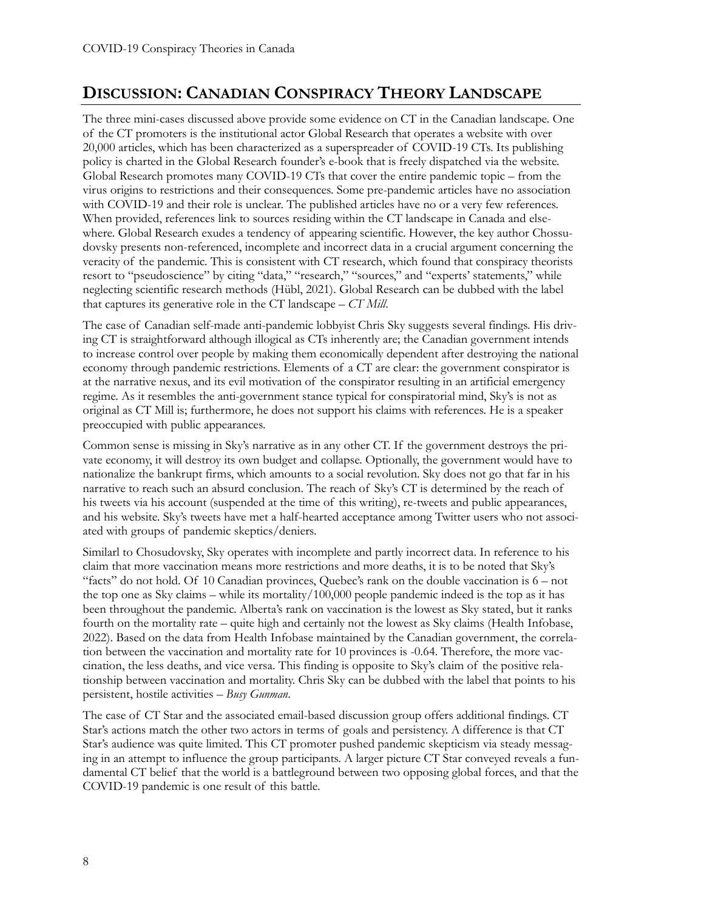## DISCUSSION: CANADIAN CONSPIRACY THEORY LANDSCAPE

The three mini-cases discussed above provide some evidence on CT in the Canadian landscape. One of the CT promoters is the institutional actor Global Research that operates a website with over 20,000 articles, which has been characterized as a superspreader of COVID-19 CTs. Its publishing policy is charted in the Global Research founder's e-book that is freely dispatched via the website. Global Research promotes many COVID-19 CTs that cover the entire pandemic topic – from the virus origins to restrictions and their consequences. Some pre-pandemic articles have no association with COVID-19 and their role is unclear. The published articles have no or a very few references. When provided, references link to sources residing within the CT landscape in Canada and elsewhere. Global Research exudes a tendency of appearing scientific. However, the key author Chossudovsky presents non-referenced, incomplete and incorrect data in a crucial argument concerning the veracity of the pandemic. This is consistent with CT research, which found that conspiracy theorists resort to "pseudoscience" by citing "data," "research," "sources," and "experts' statements," while neglecting scientific research methods (Hübl, 2021). Global Research can be dubbed with the label that captures its generative role in the CT landscape – *CT Mill*.

The case of Canadian self-made anti-pandemic lobbyist Chris Sky suggests several findings. His driving CT is straightforward although illogical as CTs inherently are; the Canadian government intends to increase control over people by making them economically dependent after destroying the national economy through pandemic restrictions. Elements of a CT are clear: the government conspirator is at the narrative nexus, and its evil motivation of the conspirator resulting in an artificial emergency regime. As it resembles the anti-government stance typical for conspiratorial mind, Sky's is not as original as CT Mill is; furthermore, he does not support his claims with references. He is a speaker preoccupied with public appearances.

Common sense is missing in Sky's narrative as in any other CT. If the government destroys the private economy, it will destroy its own budget and collapse. Optionally, the government would have to nationalize the bankrupt firms, which amounts to a social revolution. Sky does not go that far in his narrative to reach such an absurd conclusion. The reach of Sky's CT is determined by the reach of his tweets via his account (suspended at the time of this writing), re-tweets and public appearances, and his website. Sky's tweets have met a half-hearted acceptance among Twitter users who not associated with groups of pandemic skeptics/deniers.

Similarl to Chosudovsky, Sky operates with incomplete and partly incorrect data. In reference to his claim that more vaccination means more restrictions and more deaths, it is to be noted that Sky's "facts" do not hold. Of 10 Canadian provinces, Quebec's rank on the double vaccination is 6 – not the top one as Sky claims – while its mortality/100,000 people pandemic indeed is the top as it has been throughout the pandemic. Alberta's rank on vaccination is the lowest as Sky stated, but it ranks fourth on the mortality rate – quite high and certainly not the lowest as Sky claims (Health Infobase, 2022). Based on the data from Health Infobase maintained by the Canadian government, the correlation between the vaccination and mortality rate for 10 provinces is -0.64. Therefore, the more vaccination, the less deaths, and vice versa. This finding is opposite to Sky's claim of the positive relationship between vaccination and mortality. Chris Sky can be dubbed with the label that points to his persistent, hostile activities – *Busy Gunman*.

The case of CT Star and the associated email-based discussion group offers additional findings. CT Star's actions match the other two actors in terms of goals and persistency. A difference is that CT Star's audience was quite limited. This CT promoter pushed pandemic skepticism via steady messaging in an attempt to influence the group participants. A larger picture CT Star conveyed reveals a fundamental CT belief that the world is a battleground between two opposing global forces, and that the COVID-19 pandemic is one result of this battle.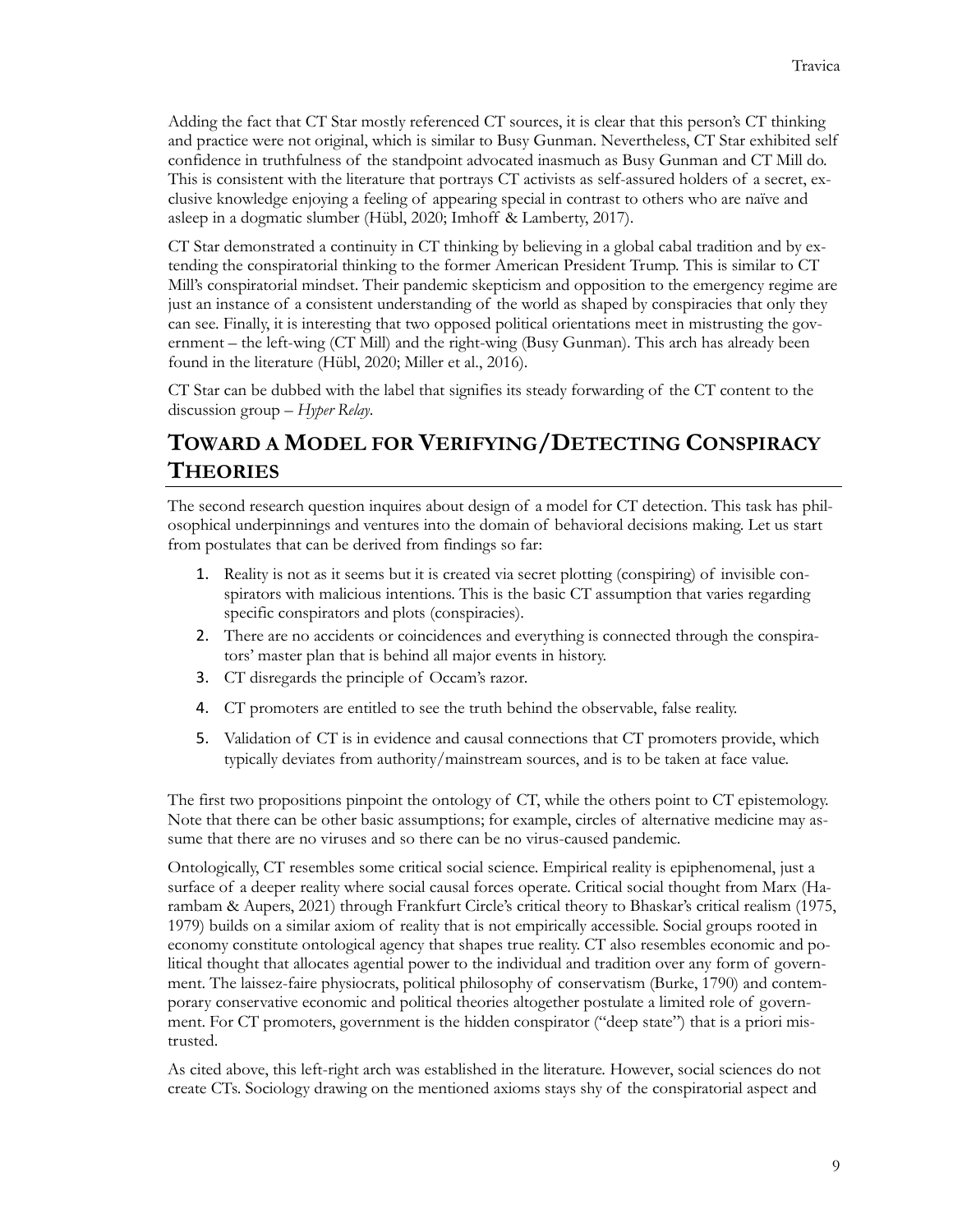Adding the fact that CT Star mostly referenced CT sources, it is clear that this person's CT thinking and practice were not original, which is similar to Busy Gunman. Nevertheless, CT Star exhibited self confidence in truthfulness of the standpoint advocated inasmuch as Busy Gunman and CT Mill do. This is consistent with the literature that portrays CT activists as self-assured holders of a secret, exclusive knowledge enjoying a feeling of appearing special in contrast to others who are naïve and asleep in a dogmatic slumber (Hübl, 2020; Imhoff & Lamberty, 2017).

CT Star demonstrated a continuity in CT thinking by believing in a global cabal tradition and by extending the conspiratorial thinking to the former American President Trump. This is similar to CT Mill's conspiratorial mindset. Their pandemic skepticism and opposition to the emergency regime are just an instance of a consistent understanding of the world as shaped by conspiracies that only they can see. Finally, it is interesting that two opposed political orientations meet in mistrusting the government – the left-wing (CT Mill) and the right-wing (Busy Gunman). This arch has already been found in the literature (Hübl, 2020; Miller et al., 2016).

CT Star can be dubbed with the label that signifies its steady forwarding of the CT content to the discussion group – *Hyper Relay*.

## Toward a Model for Verifying/Detecting Conspiracy Theories

The second research question inquires about design of a model for CT detection. This task has philosophical underpinnings and ventures into the domain of behavioral decisions making. Let us start from postulates that can be derived from findings so far:

1. Reality is not as it seems but it is created via secret plotting (conspiring) of invisible conspirators with malicious intentions. This is the basic CT assumption that varies regarding specific conspirators and plots (conspiracies).
2. There are no accidents or coincidences and everything is connected through the conspirators' master plan that is behind all major events in history.
3. CT disregards the principle of Occam's razor.
4. CT promoters are entitled to see the truth behind the observable, false reality.
5. Validation of CT is in evidence and causal connections that CT promoters provide, which typically deviates from authority/mainstream sources, and is to be taken at face value.

The first two propositions pinpoint the ontology of CT, while the others point to CT epistemology. Note that there can be other basic assumptions; for example, circles of alternative medicine may assume that there are no viruses and so there can be no virus-caused pandemic.

Ontologically, CT resembles some critical social science. Empirical reality is epiphenomenal, just a surface of a deeper reality where social causal forces operate. Critical social thought from Marx (Harambam & Aupers, 2021) through Frankfurt Circle's critical theory to Bhaskar's critical realism (1975, 1979) builds on a similar axiom of reality that is not empirically accessible. Social groups rooted in economy constitute ontological agency that shapes true reality. CT also resembles economic and political thought that allocates agential power to the individual and tradition over any form of government. The laissez-faire physiocrats, political philosophy of conservatism (Burke, 1790) and contemporary conservative economic and political theories altogether postulate a limited role of government. For CT promoters, government is the hidden conspirator ("deep state") that is a priori mistrusted.

As cited above, this left-right arch was established in the literature. However, social sciences do not create CTs. Sociology drawing on the mentioned axioms stays shy of the conspiratorial aspect and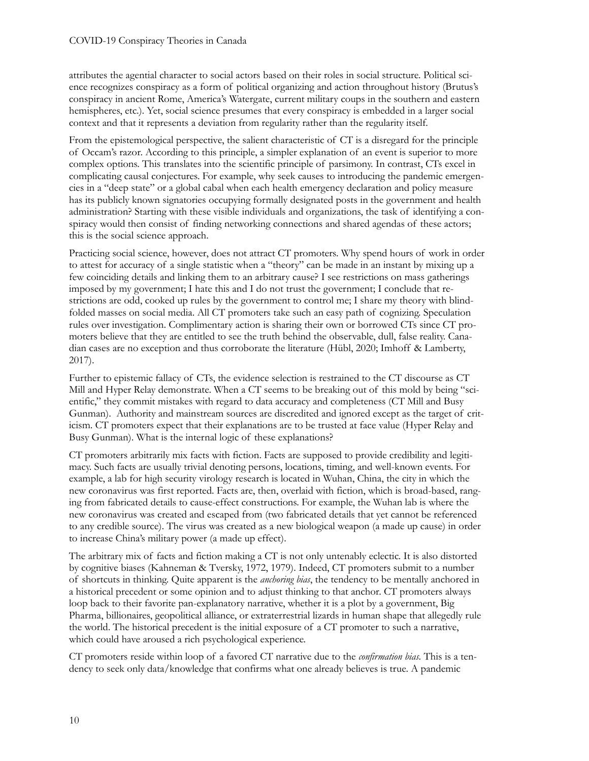attributes the agential character to social actors based on their roles in social structure. Political science recognizes conspiracy as a form of political organizing and action throughout history (Brutus's conspiracy in ancient Rome, America's Watergate, current military coups in the southern and eastern hemispheres, etc.). Yet, social science presumes that every conspiracy is embedded in a larger social context and that it represents a deviation from regularity rather than the regularity itself.

From the epistemological perspective, the salient characteristic of CT is a disregard for the principle of Occam's razor. According to this principle, a simpler explanation of an event is superior to more complex options. This translates into the scientific principle of parsimony. In contrast, CTs excel in complicating causal conjectures. For example, why seek causes to introducing the pandemic emergencies in a "deep state" or a global cabal when each health emergency declaration and policy measure has its publicly known signatories occupying formally designated posts in the government and health administration? Starting with these visible individuals and organizations, the task of identifying a conspiracy would then consist of finding networking connections and shared agendas of these actors; this is the social science approach.

Practicing social science, however, does not attract CT promoters. Why spend hours of work in order to attest for accuracy of a single statistic when a "theory" can be made in an instant by mixing up a few coinciding details and linking them to an arbitrary cause? I see restrictions on mass gatherings imposed by my government; I hate this and I do not trust the government; I conclude that restrictions are odd, cooked up rules by the government to control me; I share my theory with blindfolded masses on social media. All CT promoters take such an easy path of cognizing. Speculation rules over investigation. Complimentary action is sharing their own or borrowed CTs since CT promoters believe that they are entitled to see the truth behind the observable, dull, false reality. Canadian cases are no exception and thus corroborate the literature (Hübl, 2020; Imhoff & Lamberty, 2017).

Further to epistemic fallacy of CTs, the evidence selection is restrained to the CT discourse as CT Mill and Hyper Relay demonstrate. When a CT seems to be breaking out of this mold by being "scientific," they commit mistakes with regard to data accuracy and completeness (CT Mill and Busy Gunman). Authority and mainstream sources are discredited and ignored except as the target of criticism. CT promoters expect that their explanations are to be trusted at face value (Hyper Relay and Busy Gunman). What is the internal logic of these explanations?

CT promoters arbitrarily mix facts with fiction. Facts are supposed to provide credibility and legitimacy. Such facts are usually trivial denoting persons, locations, timing, and well-known events. For example, a lab for high security virology research is located in Wuhan, China, the city in which the new coronavirus was first reported. Facts are, then, overlaid with fiction, which is broad-based, ranging from fabricated details to cause-effect constructions. For example, the Wuhan lab is where the new coronavirus was created and escaped from (two fabricated details that yet cannot be referenced to any credible source). The virus was created as a new biological weapon (a made up cause) in order to increase China's military power (a made up effect).

The arbitrary mix of facts and fiction making a CT is not only untenably eclectic. It is also distorted by cognitive biases (Kahneman & Tversky, 1972, 1979). Indeed, CT promoters submit to a number of shortcuts in thinking. Quite apparent is the *anchoring bias*, the tendency to be mentally anchored in a historical precedent or some opinion and to adjust thinking to that anchor. CT promoters always loop back to their favorite pan-explanatory narrative, whether it is a plot by a government, Big Pharma, billionaires, geopolitical alliance, or extraterrestrial lizards in human shape that allegedly rule the world. The historical precedent is the initial exposure of a CT promoter to such a narrative, which could have aroused a rich psychological experience.

CT promoters reside within loop of a favored CT narrative due to the *confirmation bias*. This is a tendency to seek only data/knowledge that confirms what one already believes is true. A pandemic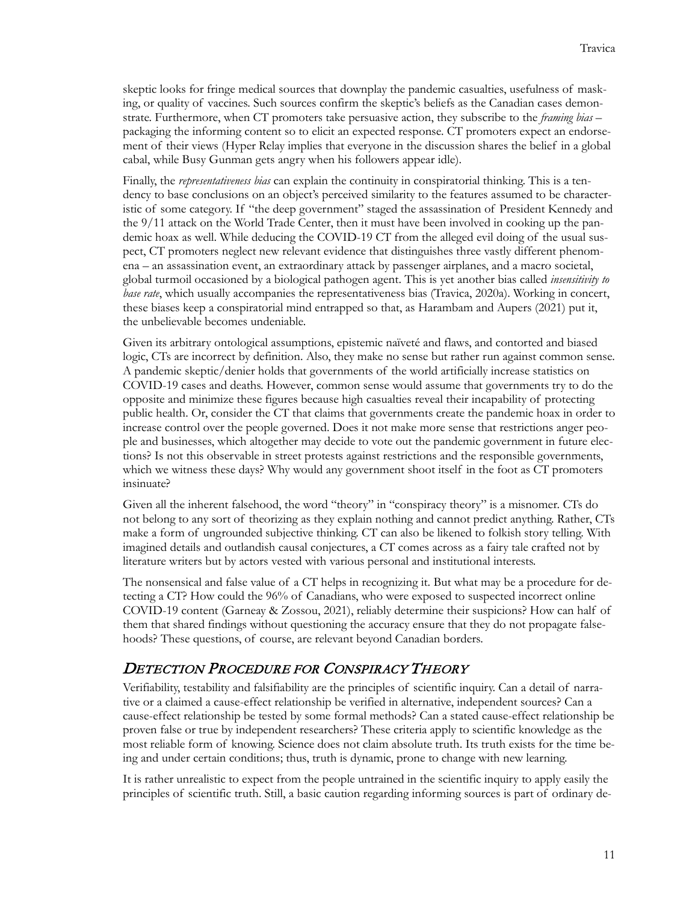skeptic looks for fringe medical sources that downplay the pandemic casualties, usefulness of masking, or quality of vaccines. Such sources confirm the skeptic's beliefs as the Canadian cases demonstrate. Furthermore, when CT promoters take persuasive action, they subscribe to the *framing bias* – packaging the informing content so to elicit an expected response. CT promoters expect an endorsement of their views (Hyper Relay implies that everyone in the discussion shares the belief in a global cabal, while Busy Gunman gets angry when his followers appear idle).

Finally, the *representativeness bias* can explain the continuity in conspiratorial thinking. This is a tendency to base conclusions on an object's perceived similarity to the features assumed to be characteristic of some category. If "the deep government" staged the assassination of President Kennedy and the 9/11 attack on the World Trade Center, then it must have been involved in cooking up the pandemic hoax as well. While deducing the COVID-19 CT from the alleged evil doing of the usual suspect, CT promoters neglect new relevant evidence that distinguishes three vastly different phenomena – an assassination event, an extraordinary attack by passenger airplanes, and a macro societal, global turmoil occasioned by a biological pathogen agent. This is yet another bias called *insensitivity to base rate*, which usually accompanies the representativeness bias (Travica, 2020a). Working in concert, these biases keep a conspiratorial mind entrapped so that, as Harambam and Aupers (2021) put it, the unbelievable becomes undeniable.

Given its arbitrary ontological assumptions, epistemic naïveté and flaws, and contorted and biased logic, CTs are incorrect by definition. Also, they make no sense but rather run against common sense. A pandemic skeptic/denier holds that governments of the world artificially increase statistics on COVID-19 cases and deaths. However, common sense would assume that governments try to do the opposite and minimize these figures because high casualties reveal their incapability of protecting public health. Or, consider the CT that claims that governments create the pandemic hoax in order to increase control over the people governed. Does it not make more sense that restrictions anger people and businesses, which altogether may decide to vote out the pandemic government in future elections? Is not this observable in street protests against restrictions and the responsible governments, which we witness these days? Why would any government shoot itself in the foot as CT promoters insinuate?

Given all the inherent falsehood, the word "theory" in "conspiracy theory" is a misnomer. CTs do not belong to any sort of theorizing as they explain nothing and cannot predict anything. Rather, CTs make a form of ungrounded subjective thinking. CT can also be likened to folkish story telling. With imagined details and outlandish causal conjectures, a CT comes across as a fairy tale crafted not by literature writers but by actors vested with various personal and institutional interests.

The nonsensical and false value of a CT helps in recognizing it. But what may be a procedure for detecting a CT? How could the 96% of Canadians, who were exposed to suspected incorrect online COVID-19 content (Garneay & Zossou, 2021), reliably determine their suspicions? How can half of them that shared findings without questioning the accuracy ensure that they do not propagate falsehoods? These questions, of course, are relevant beyond Canadian borders.

## *Detection Procedure for Conspiracy Theory*

Verifiability, testability and falsifiability are the principles of scientific inquiry. Can a detail of narrative or a claimed a cause-effect relationship be verified in alternative, independent sources? Can a cause-effect relationship be tested by some formal methods? Can a stated cause-effect relationship be proven false or true by independent researchers? These criteria apply to scientific knowledge as the most reliable form of knowing. Science does not claim absolute truth. Its truth exists for the time being and under certain conditions; thus, truth is dynamic, prone to change with new learning.

It is rather unrealistic to expect from the people untrained in the scientific inquiry to apply easily the principles of scientific truth. Still, a basic caution regarding informing sources is part of ordinary de-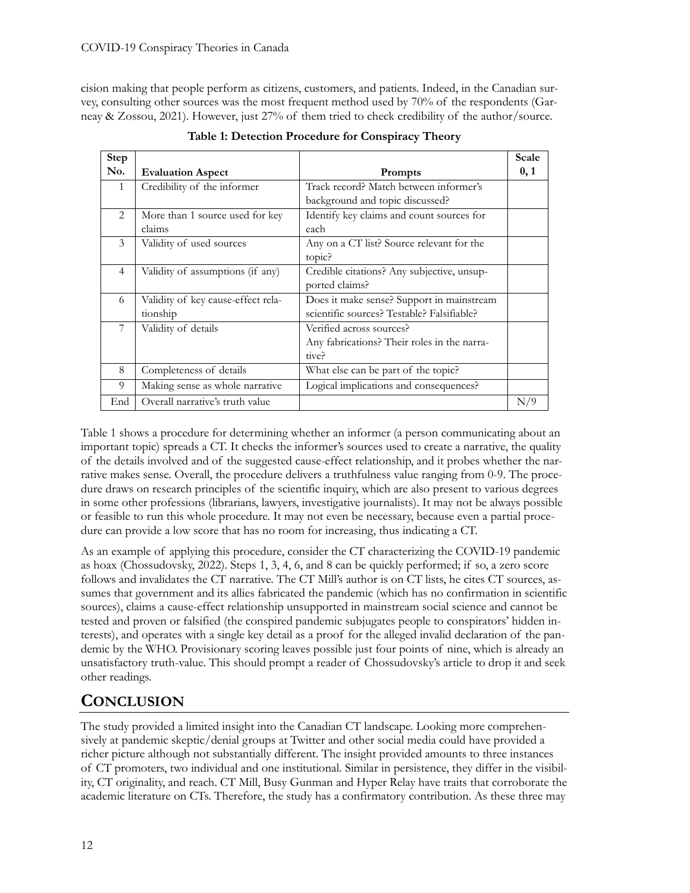cision making that people perform as citizens, customers, and patients. Indeed, in the Canadian survey, consulting other sources was the most frequent method used by 70% of the respondents (Garneay & Zossou, 2021). However, just 27% of them tried to check credibility of the author/source.

**Table 1: Detection Procedure for Conspiracy Theory**

| Step No. | Evaluation Aspect | Prompts | Scale 0, 1 |
|---|---|---|---|
| 1 | Credibility of the informer | Track record? Match between informer's background and topic discussed? | |
| 2 | More than 1 source used for key claims | Identify key claims and count sources for each | |
| 3 | Validity of used sources | Any on a CT list? Source relevant for the topic? | |
| 4 | Validity of assumptions (if any) | Credible citations? Any subjective, unsupported claims? | |
| 6 | Validity of key cause-effect relationship | Does it make sense? Support in mainstream scientific sources? Testable? Falsifiable? | |
| 7 | Validity of details | Verified across sources? Any fabrications? Their roles in the narrative? | |
| 8 | Completeness of details | What else can be part of the topic? | |
| 9 | Making sense as whole narrative | Logical implications and consequences? | |
| End | Overall narrative's truth value | | N/9 |

Table 1 shows a procedure for determining whether an informer (a person communicating about an important topic) spreads a CT. It checks the informer's sources used to create a narrative, the quality of the details involved and of the suggested cause-effect relationship, and it probes whether the narrative makes sense. Overall, the procedure delivers a truthfulness value ranging from 0-9. The procedure draws on research principles of the scientific inquiry, which are also present to various degrees in some other professions (librarians, lawyers, investigative journalists). It may not be always possible or feasible to run this whole procedure. It may not even be necessary, because even a partial procedure can provide a low score that has no room for increasing, thus indicating a CT.

As an example of applying this procedure, consider the CT characterizing the COVID-19 pandemic as hoax (Chossudovsky, 2022). Steps 1, 3, 4, 6, and 8 can be quickly performed; if so, a zero score follows and invalidates the CT narrative. The CT Mill's author is on CT lists, he cites CT sources, assumes that government and its allies fabricated the pandemic (which has no confirmation in scientific sources), claims a cause-effect relationship unsupported in mainstream social science and cannot be tested and proven or falsified (the conspired pandemic subjugates people to conspirators' hidden interests), and operates with a single key detail as a proof for the alleged invalid declaration of the pandemic by the WHO. Provisionary scoring leaves possible just four points of nine, which is already an unsatisfactory truth-value. This should prompt a reader of Chossudovsky's article to drop it and seek other readings.

## CONCLUSION

The study provided a limited insight into the Canadian CT landscape. Looking more comprehensively at pandemic skeptic/denial groups at Twitter and other social media could have provided a richer picture although not substantially different. The insight provided amounts to three instances of CT promoters, two individual and one institutional. Similar in persistence, they differ in the visibility, CT originality, and reach. CT Mill, Busy Gunman and Hyper Relay have traits that corroborate the academic literature on CTs. Therefore, the study has a confirmatory contribution. As these three may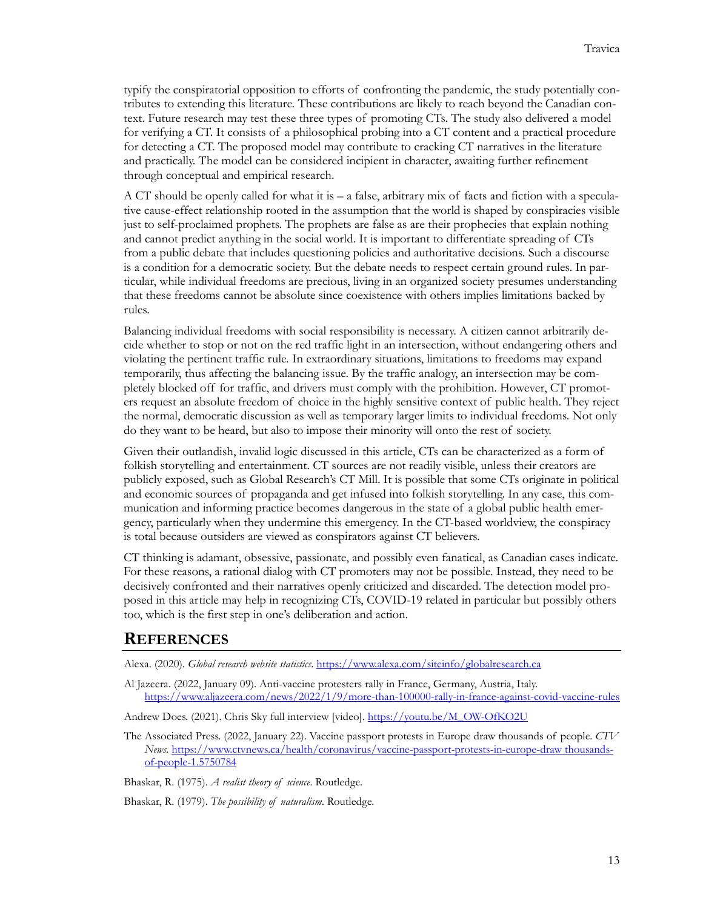typify the conspiratorial opposition to efforts of confronting the pandemic, the study potentially contributes to extending this literature. These contributions are likely to reach beyond the Canadian context. Future research may test these three types of promoting CTs. The study also delivered a model for verifying a CT. It consists of a philosophical probing into a CT content and a practical procedure for detecting a CT. The proposed model may contribute to cracking CT narratives in the literature and practically. The model can be considered incipient in character, awaiting further refinement through conceptual and empirical research.

A CT should be openly called for what it is – a false, arbitrary mix of facts and fiction with a speculative cause-effect relationship rooted in the assumption that the world is shaped by conspiracies visible just to self-proclaimed prophets. The prophets are false as are their prophecies that explain nothing and cannot predict anything in the social world. It is important to differentiate spreading of CTs from a public debate that includes questioning policies and authoritative decisions. Such a discourse is a condition for a democratic society. But the debate needs to respect certain ground rules. In particular, while individual freedoms are precious, living in an organized society presumes understanding that these freedoms cannot be absolute since coexistence with others implies limitations backed by rules.

Balancing individual freedoms with social responsibility is necessary. A citizen cannot arbitrarily decide whether to stop or not on the red traffic light in an intersection, without endangering others and violating the pertinent traffic rule. In extraordinary situations, limitations to freedoms may expand temporarily, thus affecting the balancing issue. By the traffic analogy, an intersection may be completely blocked off for traffic, and drivers must comply with the prohibition. However, CT promoters request an absolute freedom of choice in the highly sensitive context of public health. They reject the normal, democratic discussion as well as temporary larger limits to individual freedoms. Not only do they want to be heard, but also to impose their minority will onto the rest of society.

Given their outlandish, invalid logic discussed in this article, CTs can be characterized as a form of folkish storytelling and entertainment. CT sources are not readily visible, unless their creators are publicly exposed, such as Global Research's CT Mill. It is possible that some CTs originate in political and economic sources of propaganda and get infused into folkish storytelling. In any case, this communication and informing practice becomes dangerous in the state of a global public health emergency, particularly when they undermine this emergency. In the CT-based worldview, the conspiracy is total because outsiders are viewed as conspirators against CT believers.

CT thinking is adamant, obsessive, passionate, and possibly even fanatical, as Canadian cases indicate. For these reasons, a rational dialog with CT promoters may not be possible. Instead, they need to be decisively confronted and their narratives openly criticized and discarded. The detection model proposed in this article may help in recognizing CTs, COVID-19 related in particular but possibly others too, which is the first step in one's deliberation and action.

## REFERENCES

Alexa. (2020). *Global research website statistics*. https://www.alexa.com/siteinfo/globalresearch.ca

Al Jazeera. (2022, January 09). Anti-vaccine protesters rally in France, Germany, Austria, Italy. https://www.aljazeera.com/news/2022/1/9/more-than-100000-rally-in-france-against-covid-vaccine-rules

Andrew Does. (2021). Chris Sky full interview [video]. https://youtu.be/M_OW-OfKO2U

The Associated Press. (2022, January 22). Vaccine passport protests in Europe draw thousands of people. *CTV News*. https://www.ctvnews.ca/health/coronavirus/vaccine-passport-protests-in-europe-draw thousands-of-people-1.5750784

Bhaskar, R. (1975). *A realist theory of science*. Routledge.

Bhaskar, R. (1979). *The possibility of naturalism*. Routledge.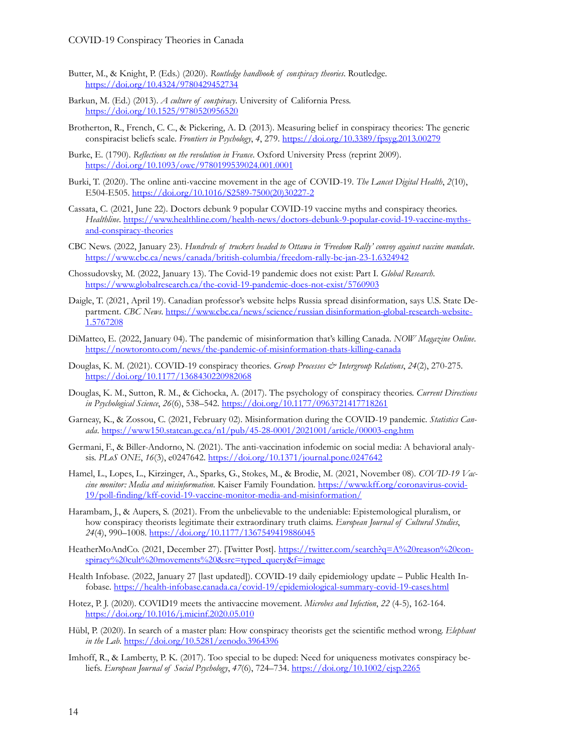Butter, M., & Knight, P. (Eds.) (2020). *Routledge handbook of conspiracy theories*. Routledge. https://doi.org/10.4324/9780429452734

Barkun, M. (Ed.) (2013). *A culture of conspiracy*. University of California Press. https://doi.org/10.1525/9780520956520

Brotherton, R., French, C. C., & Pickering, A. D. (2013). Measuring belief in conspiracy theories: The generic conspiracist beliefs scale. *Frontiers in Psychology*, *4*, 279. https://doi.org/10.3389/fpsyg.2013.00279

Burke, E. (1790). *Reflections on the revolution in France*. Oxford University Press (reprint 2009). https://doi.org/10.1093/owc/9780199539024.001.0001

Burki, T. (2020). The online anti-vaccine movement in the age of COVID-19. *The Lancet Digital Health*, *2*(10), E504-E505. https://doi.org/10.1016/S2589-7500(20)30227-2

Cassata, C. (2021, June 22). Doctors debunk 9 popular COVID-19 vaccine myths and conspiracy theories. *Healthline*. https://www.healthline.com/health-news/doctors-debunk-9-popular-covid-19-vaccine-myths-and-conspiracy-theories

CBC News. (2022, January 23). *Hundreds of truckers headed to Ottawa in 'Freedom Rally' convoy against vaccine mandate*. https://www.cbc.ca/news/canada/british-columbia/freedom-rally-bc-jan-23-1.6324942

Chossudovsky, M. (2022, January 13). The Covid-19 pandemic does not exist: Part I. *Global Research*. https://www.globalresearch.ca/the-covid-19-pandemic-does-not-exist/5760903

Daigle, T. (2021, April 19). Canadian professor's website helps Russia spread disinformation, says U.S. State Department. *CBC News*. https://www.cbc.ca/news/science/russian disinformation-global-research-website-1.5767208

DiMatteo, E. (2022, January 04). The pandemic of misinformation that's killing Canada. *NOW Magazine Online*. https://nowtoronto.com/news/the-pandemic-of-misinformation-thats-killing-canada

Douglas, K. M. (2021). COVID-19 conspiracy theories. *Group Processes & Intergroup Relations*, *24*(2), 270-275. https://doi.org/10.1177/1368430220982068

Douglas, K. M., Sutton, R. M., & Cichocka, A. (2017). The psychology of conspiracy theories. *Current Directions in Psychological Science*, *26*(6), 538–542. https://doi.org/10.1177/0963721417718261

Garneay, K., & Zossou, C. (2021, February 02). Misinformation during the COVID-19 pandemic. *Statistics Canada*. https://www150.statcan.gc.ca/n1/pub/45-28-0001/2021001/article/00003-eng.htm

Germani, F., & Biller-Andorno, N. (2021). The anti-vaccination infodemic on social media: A behavioral analysis. *PLoS ONE*, *16*(3), e0247642. https://doi.org/10.1371/journal.pone.0247642

Hamel, L., Lopes, L., Kirzinger, A., Sparks, G., Stokes, M., & Brodie, M. (2021, November 08). *COVID-19 Vaccine monitor: Media and misinformation*. Kaiser Family Foundation. https://www.kff.org/coronavirus-covid-19/poll-finding/kff-covid-19-vaccine-monitor-media-and-misinformation/

Harambam, J., & Aupers, S. (2021). From the unbelievable to the undeniable: Epistemological pluralism, or how conspiracy theorists legitimate their extraordinary truth claims. *European Journal of Cultural Studies*, *24*(4), 990–1008. https://doi.org/10.1177/1367549419886045

HeatherMoAndCo. (2021, December 27). [Twitter Post]. https://twitter.com/search?q=A%20reason%20conspiracy%20cult%20movements%20&src=typed_query&f=image

Health Infobase. (2022, January 27 [last updated]). COVID-19 daily epidemiology update – Public Health Infobase. https://health-infobase.canada.ca/covid-19/epidemiological-summary-covid-19-cases.html

Hotez, P. J. (2020). COVID19 meets the antivaccine movement. *Microbes and Infection*, *22* (4-5), 162-164. https://doi.org/10.1016/j.micinf.2020.05.010

Hübl, P. (2020). In search of a master plan: How conspiracy theorists get the scientific method wrong. *Elephant in the Lab*. https://doi.org/10.5281/zenodo.3964396

Imhoff, R., & Lamberty, P. K. (2017). Too special to be duped: Need for uniqueness motivates conspiracy beliefs. *European Journal of Social Psychology*, *47*(6), 724–734. https://doi.org/10.1002/ejsp.2265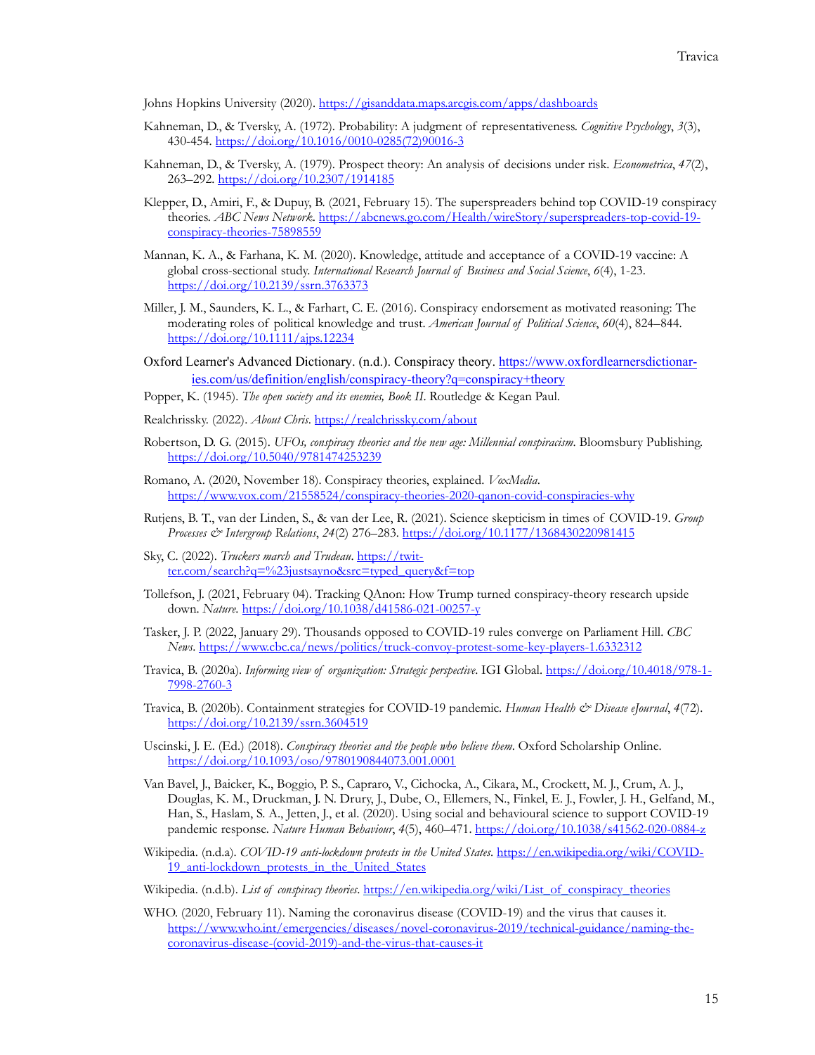Johns Hopkins University (2020). https://gisanddata.maps.arcgis.com/apps/dashboards

Kahneman, D., & Tversky, A. (1972). Probability: A judgment of representativeness. *Cognitive Psychology*, *3*(3), 430-454. https://doi.org/10.1016/0010-0285(72)90016-3

Kahneman, D., & Tversky, A. (1979). Prospect theory: An analysis of decisions under risk. *Econometrica*, *47*(2), 263–292. https://doi.org/10.2307/1914185

Klepper, D., Amiri, F., & Dupuy, B. (2021, February 15). The superspreaders behind top COVID-19 conspiracy theories. *ABC News Network*. https://abcnews.go.com/Health/wireStory/superspreaders-top-covid-19-conspiracy-theories-75898559

Mannan, K. A., & Farhana, K. M. (2020). Knowledge, attitude and acceptance of a COVID-19 vaccine: A global cross-sectional study. *International Research Journal of Business and Social Science*, *6*(4), 1-23. https://doi.org/10.2139/ssrn.3763373

Miller, J. M., Saunders, K. L., & Farhart, C. E. (2016). Conspiracy endorsement as motivated reasoning: The moderating roles of political knowledge and trust. *American Journal of Political Science*, *60*(4), 824–844. https://doi.org/10.1111/ajps.12234

Oxford Learner's Advanced Dictionary. (n.d.). Conspiracy theory. https://www.oxfordlearnersdictionaries.com/us/definition/english/conspiracy-theory?q=conspiracy+theory

Popper, K. (1945). *The open society and its enemies, Book II*. Routledge & Kegan Paul.

Realchrissky. (2022). *About Chris*. https://realchrissky.com/about

Robertson, D. G. (2015). *UFOs, conspiracy theories and the new age: Millennial conspiracism*. Bloomsbury Publishing. https://doi.org/10.5040/9781474253239

Romano, A. (2020, November 18). Conspiracy theories, explained. *VoxMedia*. https://www.vox.com/21558524/conspiracy-theories-2020-qanon-covid-conspiracies-why

Rutjens, B. T., van der Linden, S., & van der Lee, R. (2021). Science skepticism in times of COVID-19. *Group Processes & Intergroup Relations*, *24*(2) 276–283. https://doi.org/10.1177/1368430220981415

Sky, C. (2022). *Truckers march and Trudeau*. https://twitter.com/search?q=%23justsayno&src=typed_query&f=top

Tollefson, J. (2021, February 04). Tracking QAnon: How Trump turned conspiracy-theory research upside down. *Nature*. https://doi.org/10.1038/d41586-021-00257-y

Tasker, J. P. (2022, January 29). Thousands opposed to COVID-19 rules converge on Parliament Hill. *CBC News*. https://www.cbc.ca/news/politics/truck-convoy-protest-some-key-players-1.6332312

Travica, B. (2020a). *Informing view of organization: Strategic perspective*. IGI Global. https://doi.org/10.4018/978-1-7998-2760-3

Travica, B. (2020b). Containment strategies for COVID-19 pandemic. *Human Health & Disease eJournal*, *4*(72). https://doi.org/10.2139/ssrn.3604519

Uscinski, J. E. (Ed.) (2018). *Conspiracy theories and the people who believe them*. Oxford Scholarship Online. https://doi.org/10.1093/oso/9780190844073.001.0001

Van Bavel, J., Baicker, K., Boggio, P. S., Capraro, V., Cichocka, A., Cikara, M., Crockett, M. J., Crum, A. J., Douglas, K. M., Druckman, J. N. Drury, J., Dube, O., Ellemers, N., Finkel, E. J., Fowler, J. H., Gelfand, M., Han, S., Haslam, S. A., Jetten, J., et al. (2020). Using social and behavioural science to support COVID-19 pandemic response. *Nature Human Behaviour*, *4*(5), 460–471. https://doi.org/10.1038/s41562-020-0884-z

Wikipedia. (n.d.a). *COVID-19 anti-lockdown protests in the United States*. https://en.wikipedia.org/wiki/COVID-19_anti-lockdown_protests_in_the_United_States

Wikipedia. (n.d.b). *List of conspiracy theories*. https://en.wikipedia.org/wiki/List_of_conspiracy_theories

WHO. (2020, February 11). Naming the coronavirus disease (COVID-19) and the virus that causes it. https://www.who.int/emergencies/diseases/novel-coronavirus-2019/technical-guidance/naming-the-coronavirus-disease-(covid-2019)-and-the-virus-that-causes-it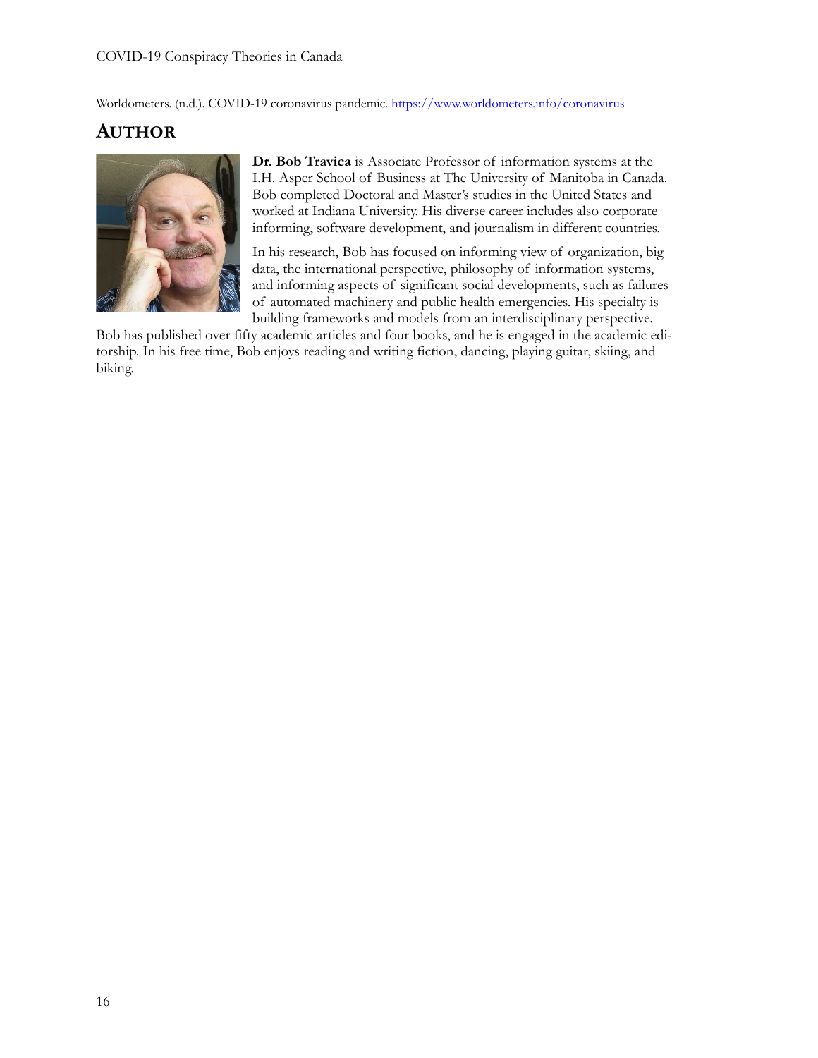Worldometers. (n.d.). COVID-19 coronavirus pandemic. https://www.worldometers.info/coronavirus

## AUTHOR

**Dr. Bob Travica** is Associate Professor of information systems at the I.H. Asper School of Business at The University of Manitoba in Canada. Bob completed Doctoral and Master's studies in the United States and worked at Indiana University. His diverse career includes also corporate informing, software development, and journalism in different countries.

In his research, Bob has focused on informing view of organization, big data, the international perspective, philosophy of information systems, and informing aspects of significant social developments, such as failures of automated machinery and public health emergencies. His specialty is building frameworks and models from an interdisciplinary perspective. Bob has published over fifty academic articles and four books, and he is engaged in the academic editorship. In his free time, Bob enjoys reading and writing fiction, dancing, playing guitar, skiing, and biking.